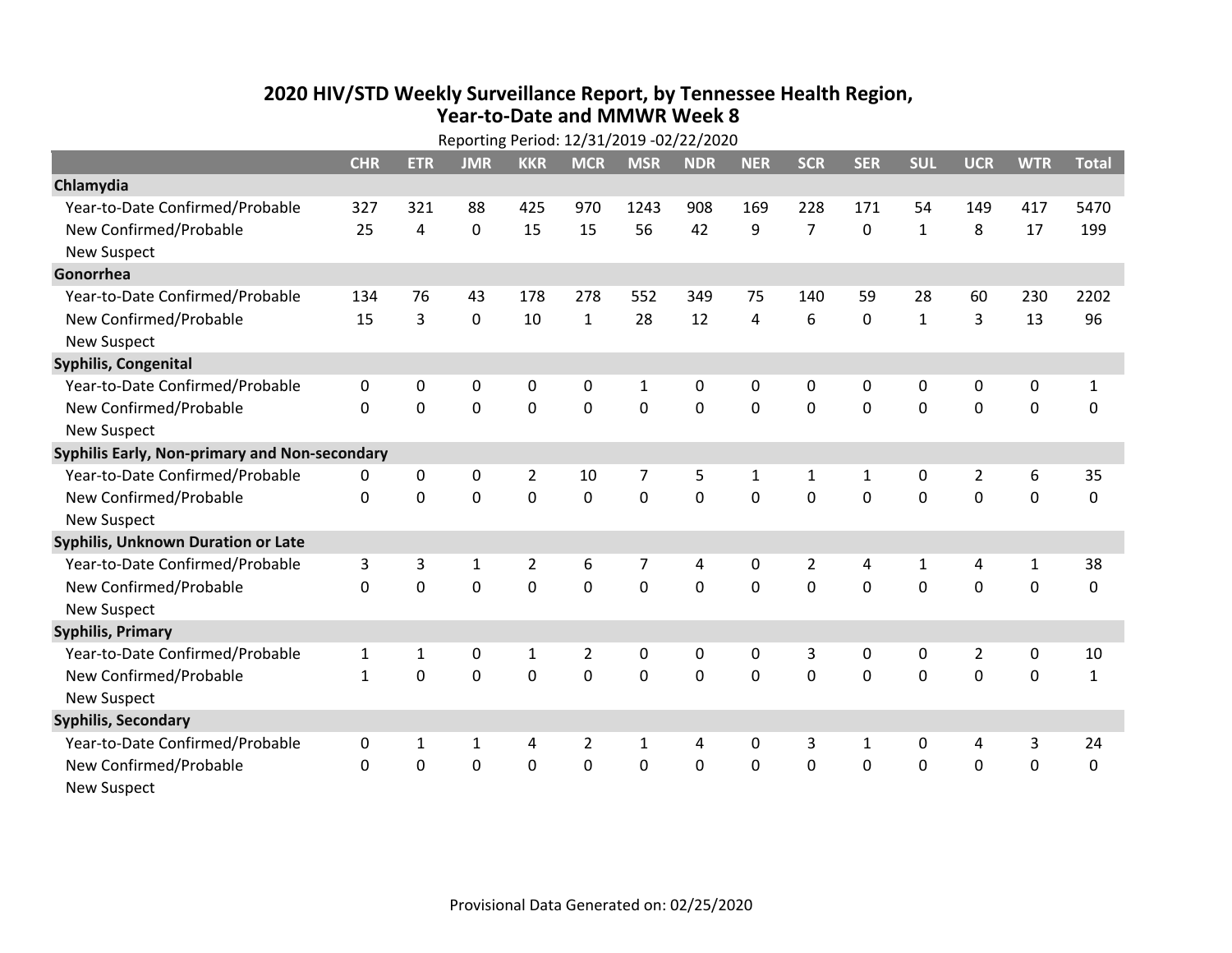# 2020 HIV/STD Weekly Surveillance Report, by Tennessee Health Region, Year-to-Date and MMWR Week 8

Reporting Period: 12/31/2019 -02/22/2020

| | CHR | ETR | JMR | KKR | MCR | MSR | NDR | NER | SCR | SER | SUL | UCR | WTR | Total |
|---|---|---|---|---|---|---|---|---|---|---|---|---|---|---|
| **Chlamydia** | | | | | | | | | | | | | | |
| Year-to-Date Confirmed/Probable | 327 | 321 | 88 | 425 | 970 | 1243 | 908 | 169 | 228 | 171 | 54 | 149 | 417 | 5470 |
| New Confirmed/Probable | 25 | 4 | 0 | 15 | 15 | 56 | 42 | 9 | 7 | 0 | 1 | 8 | 17 | 199 |
| New Suspect | | | | | | | | | | | | | | |
| **Gonorrhea** | | | | | | | | | | | | | | |
| Year-to-Date Confirmed/Probable | 134 | 76 | 43 | 178 | 278 | 552 | 349 | 75 | 140 | 59 | 28 | 60 | 230 | 2202 |
| New Confirmed/Probable | 15 | 3 | 0 | 10 | 1 | 28 | 12 | 4 | 6 | 0 | 1 | 3 | 13 | 96 |
| New Suspect | | | | | | | | | | | | | | |
| **Syphilis, Congenital** | | | | | | | | | | | | | | |
| Year-to-Date Confirmed/Probable | 0 | 0 | 0 | 0 | 0 | 1 | 0 | 0 | 0 | 0 | 0 | 0 | 0 | 1 |
| New Confirmed/Probable | 0 | 0 | 0 | 0 | 0 | 0 | 0 | 0 | 0 | 0 | 0 | 0 | 0 | 0 |
| New Suspect | | | | | | | | | | | | | | |
| **Syphilis Early, Non-primary and Non-secondary** | | | | | | | | | | | | | | |
| Year-to-Date Confirmed/Probable | 0 | 0 | 0 | 2 | 10 | 7 | 5 | 1 | 1 | 1 | 0 | 2 | 6 | 35 |
| New Confirmed/Probable | 0 | 0 | 0 | 0 | 0 | 0 | 0 | 0 | 0 | 0 | 0 | 0 | 0 | 0 |
| New Suspect | | | | | | | | | | | | | | |
| **Syphilis, Unknown Duration or Late** | | | | | | | | | | | | | | |
| Year-to-Date Confirmed/Probable | 3 | 3 | 1 | 2 | 6 | 7 | 4 | 0 | 2 | 4 | 1 | 4 | 1 | 38 |
| New Confirmed/Probable | 0 | 0 | 0 | 0 | 0 | 0 | 0 | 0 | 0 | 0 | 0 | 0 | 0 | 0 |
| New Suspect | | | | | | | | | | | | | | |
| **Syphilis, Primary** | | | | | | | | | | | | | | |
| Year-to-Date Confirmed/Probable | 1 | 1 | 0 | 1 | 2 | 0 | 0 | 0 | 3 | 0 | 0 | 2 | 0 | 10 |
| New Confirmed/Probable | 1 | 0 | 0 | 0 | 0 | 0 | 0 | 0 | 0 | 0 | 0 | 0 | 0 | 1 |
| New Suspect | | | | | | | | | | | | | | |
| **Syphilis, Secondary** | | | | | | | | | | | | | | |
| Year-to-Date Confirmed/Probable | 0 | 1 | 1 | 4 | 2 | 1 | 4 | 0 | 3 | 1 | 0 | 4 | 3 | 24 |
| New Confirmed/Probable | 0 | 0 | 0 | 0 | 0 | 0 | 0 | 0 | 0 | 0 | 0 | 0 | 0 | 0 |
| New Suspect | | | | | | | | | | | | | | |

Provisional Data Generated on: 02/25/2020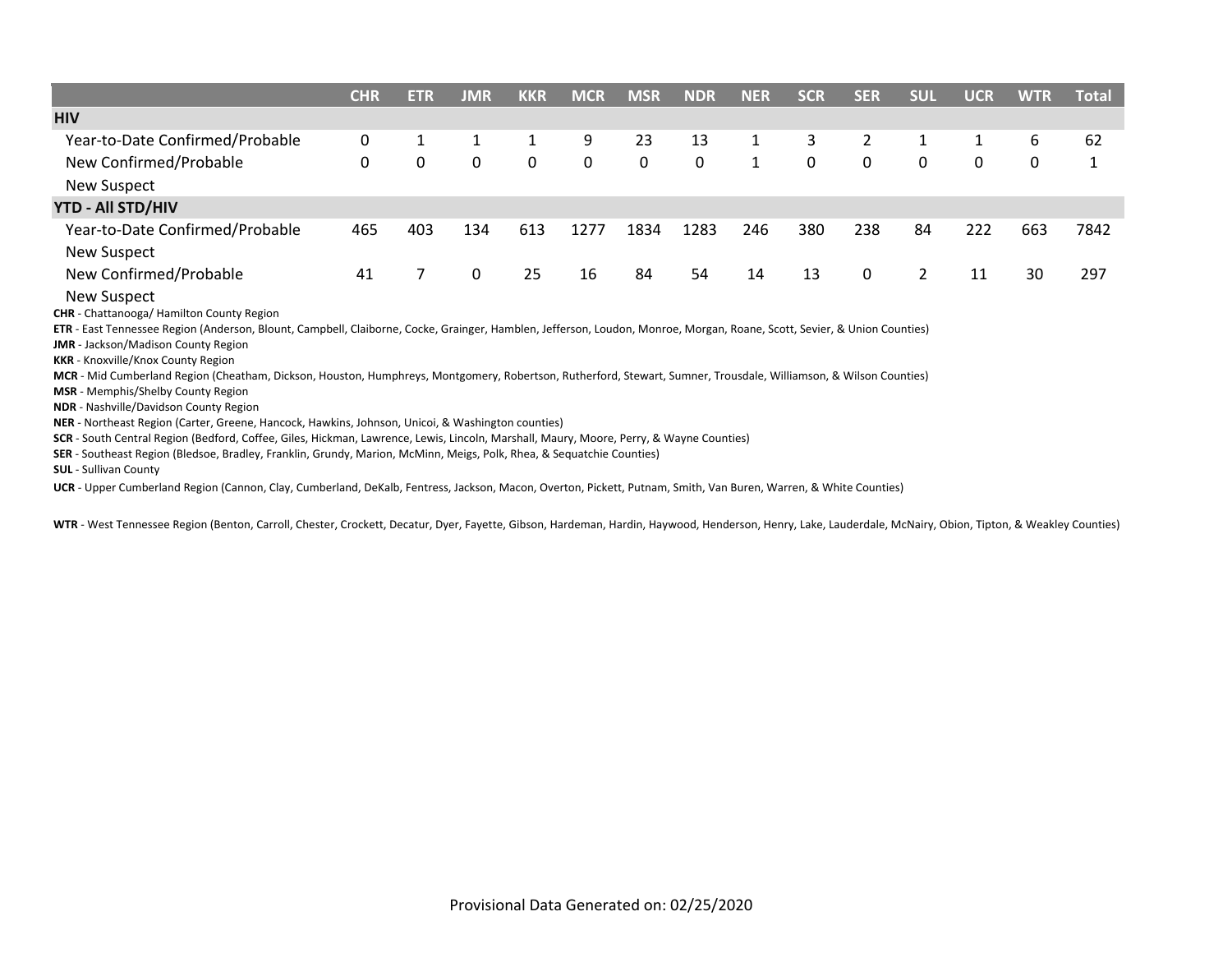| | CHR | ETR | JMR | KKR | MCR | MSR | NDR | NER | SCR | SER | SUL | UCR | WTR | Total |
|---|---|---|---|---|---|---|---|---|---|---|---|---|---|---|
| **HIV** | | | | | | | | | | | | | | |
| Year-to-Date Confirmed/Probable | 0 | 1 | 1 | 1 | 9 | 23 | 13 | 1 | 3 | 2 | 1 | 1 | 6 | 62 |
| New Confirmed/Probable | 0 | 0 | 0 | 0 | 0 | 0 | 0 | 1 | 0 | 0 | 0 | 0 | 0 | 1 |
| New Suspect | | | | | | | | | | | | | | |
| **YTD - All STD/HIV** | | | | | | | | | | | | | | |
| Year-to-Date Confirmed/Probable | 465 | 403 | 134 | 613 | 1277 | 1834 | 1283 | 246 | 380 | 238 | 84 | 222 | 663 | 7842 |
| New Suspect | | | | | | | | | | | | | | |
| New Confirmed/Probable | 41 | 7 | 0 | 25 | 16 | 84 | 54 | 14 | 13 | 0 | 2 | 11 | 30 | 297 |
| New Suspect | | | | | | | | | | | | | | |

**CHR** - Chattanooga/ Hamilton County Region

**ETR** - East Tennessee Region (Anderson, Blount, Campbell, Claiborne, Cocke, Grainger, Hamblen, Jefferson, Loudon, Monroe, Morgan, Roane, Scott, Sevier, & Union Counties)

**JMR** - Jackson/Madison County Region

**KKR** - Knoxville/Knox County Region

**MCR** - Mid Cumberland Region (Cheatham, Dickson, Houston, Humphreys, Montgomery, Robertson, Rutherford, Stewart, Sumner, Trousdale, Williamson, & Wilson Counties)

**MSR** - Memphis/Shelby County Region

**NDR** - Nashville/Davidson County Region

**NER** - Northeast Region (Carter, Greene, Hancock, Hawkins, Johnson, Unicoi, & Washington counties)

**SCR** - South Central Region (Bedford, Coffee, Giles, Hickman, Lawrence, Lewis, Lincoln, Marshall, Maury, Moore, Perry, & Wayne Counties)

**SER** - Southeast Region (Bledsoe, Bradley, Franklin, Grundy, Marion, McMinn, Meigs, Polk, Rhea, & Sequatchie Counties)

**SUL** - Sullivan County

**UCR** - Upper Cumberland Region (Cannon, Clay, Cumberland, DeKalb, Fentress, Jackson, Macon, Overton, Pickett, Putnam, Smith, Van Buren, Warren, & White Counties)

**WTR** - West Tennessee Region (Benton, Carroll, Chester, Crockett, Decatur, Dyer, Fayette, Gibson, Hardeman, Hardin, Haywood, Henderson, Henry, Lake, Lauderdale, McNairy, Obion, Tipton, & Weakley Counties)

Provisional Data Generated on: 02/25/2020